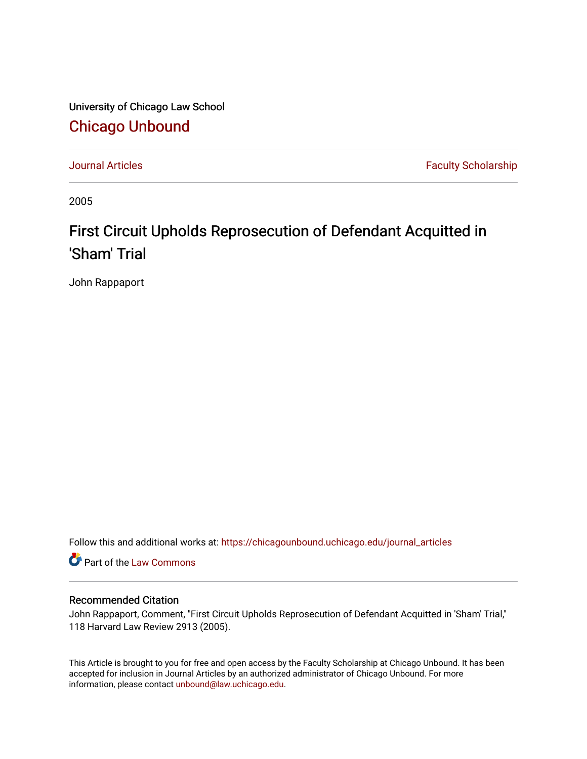University of Chicago Law School

## Chicago Unbound

Journal Articles | Faculty Scholarship

2005

# First Circuit Upholds Reprosecution of Defendant Acquitted in 'Sham' Trial

John Rappaport

Follow this and additional works at: https://chicagounbound.uchicago.edu/journal_articles

Part of the Law Commons

### Recommended Citation

John Rappaport, Comment, "First Circuit Upholds Reprosecution of Defendant Acquitted in 'Sham' Trial," 118 Harvard Law Review 2913 (2005).

This Article is brought to you for free and open access by the Faculty Scholarship at Chicago Unbound. It has been accepted for inclusion in Journal Articles by an authorized administrator of Chicago Unbound. For more information, please contact unbound@law.uchicago.edu.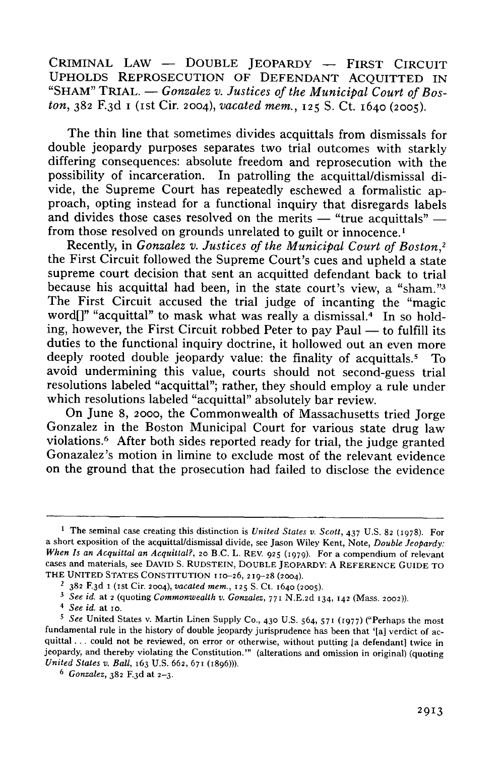CRIMINAL LAW — DOUBLE JEOPARDY — FIRST CIRCUIT UPHOLDS REPROSECUTION OF DEFENDANT ACQUITTED IN "SHAM" TRIAL. — *Gonzalez v. Justices of the Municipal Court of Boston*, 382 F.3d 1 (1st Cir. 2004), *vacated mem.*, 125 S. Ct. 1640 (2005).

The thin line that sometimes divides acquittals from dismissals for double jeopardy purposes separates two trial outcomes with starkly differing consequences: absolute freedom and reprosecution with the possibility of incarceration. In patrolling the acquittal/dismissal divide, the Supreme Court has repeatedly eschewed a formalistic approach, opting instead for a functional inquiry that disregards labels and divides those cases resolved on the merits — "true acquittals" — from those resolved on grounds unrelated to guilt or innocence.[1]

Recently, in *Gonzalez v. Justices of the Municipal Court of Boston*,[2] the First Circuit followed the Supreme Court's cues and upheld a state supreme court decision that sent an acquitted defendant back to trial because his acquittal had been, in the state court's view, a "sham."[3] The First Circuit accused the trial judge of incanting the "magic word[]" "acquittal" to mask what was really a dismissal.[4] In so holding, however, the First Circuit robbed Peter to pay Paul — to fulfill its duties to the functional inquiry doctrine, it hollowed out an even more deeply rooted double jeopardy value: the finality of acquittals.[5] To avoid undermining this value, courts should not second-guess trial resolutions labeled "acquittal"; rather, they should employ a rule under which resolutions labeled "acquittal" absolutely bar review.

On June 8, 2000, the Commonwealth of Massachusetts tried Jorge Gonzalez in the Boston Municipal Court for various state drug law violations.[6] After both sides reported ready for trial, the judge granted Gonazalez's motion in limine to exclude most of the relevant evidence on the ground that the prosecution had failed to disclose the evidence

---

[1] The seminal case creating this distinction is *United States v. Scott*, 437 U.S. 82 (1978). For a short exposition of the acquittal/dismissal divide, see Jason Wiley Kent, Note, *Double Jeopardy: When Is an Acquittal an Acquittal?*, 20 B.C. L. REV. 925 (1979). For a compendium of relevant cases and materials, see DAVID S. RUDSTEIN, DOUBLE JEOPARDY: A REFERENCE GUIDE TO THE UNITED STATES CONSTITUTION 110–26, 219–28 (2004).

[2] 382 F.3d 1 (1st Cir. 2004), *vacated mem.*, 125 S. Ct. 1640 (2005).

[3] *See id.* at 2 (quoting *Commonwealth v. Gonzalez*, 771 N.E.2d 134, 142 (Mass. 2002)).

[4] *See id.* at 10.

[5] *See* United States v. Martin Linen Supply Co., 430 U.S. 564, 571 (1977) ("Perhaps the most fundamental rule in the history of double jeopardy jurisprudence has been that '[a] verdict of acquittal . . . could not be reviewed, on error or otherwise, without putting [a defendant] twice in jeopardy, and thereby violating the Constitution.'" (alterations and omission in original) (quoting *United States v. Ball*, 163 U.S. 662, 671 (1896))).

[6] *Gonzalez*, 382 F.3d at 2–3.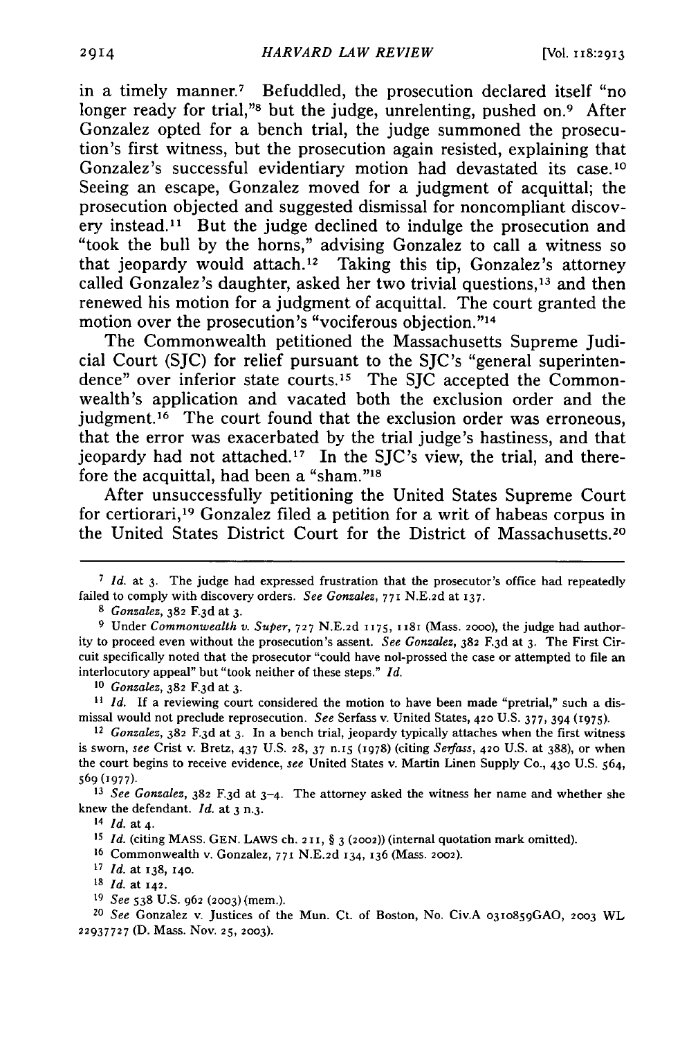in a timely manner.[7] Befuddled, the prosecution declared itself "no longer ready for trial,"[8] but the judge, unrelenting, pushed on.[9] After Gonzalez opted for a bench trial, the judge summoned the prosecution's first witness, but the prosecution again resisted, explaining that Gonzalez's successful evidentiary motion had devastated its case.[10] Seeing an escape, Gonzalez moved for a judgment of acquittal; the prosecution objected and suggested dismissal for noncompliant discovery instead.[11] But the judge declined to indulge the prosecution and "took the bull by the horns," advising Gonzalez to call a witness so that jeopardy would attach.[12] Taking this tip, Gonzalez's attorney called Gonzalez's daughter, asked her two trivial questions,[13] and then renewed his motion for a judgment of acquittal. The court granted the motion over the prosecution's "vociferous objection."[14]

The Commonwealth petitioned the Massachusetts Supreme Judicial Court (SJC) for relief pursuant to the SJC's "general superintendence" over inferior state courts.[15] The SJC accepted the Commonwealth's application and vacated both the exclusion order and the judgment.[16] The court found that the exclusion order was erroneous, that the error was exacerbated by the trial judge's hastiness, and that jeopardy had not attached.[17] In the SJC's view, the trial, and therefore the acquittal, had been a "sham."[18]

After unsuccessfully petitioning the United States Supreme Court for certiorari,[19] Gonzalez filed a petition for a writ of habeas corpus in the United States District Court for the District of Massachusetts.[20]

---

[7] *Id.* at 3. The judge had expressed frustration that the prosecutor's office had repeatedly failed to comply with discovery orders. *See Gonzalez*, 771 N.E.2d at 137.

[8] *Gonzalez*, 382 F.3d at 3.

[9] Under *Commonwealth v. Super*, 727 N.E.2d 1175, 1181 (Mass. 2000), the judge had authority to proceed even without the prosecution's assent. *See Gonzalez*, 382 F.3d at 3. The First Circuit specifically noted that the prosecutor "could have nol-prossed the case or attempted to file an interlocutory appeal" but "took neither of these steps." *Id.*

[10] *Gonzalez*, 382 F.3d at 3.

[11] *Id.* If a reviewing court considered the motion to have been made "pretrial," such a dismissal would not preclude reprosecution. *See* Serfass v. United States, 420 U.S. 377, 394 (1975).

[12] *Gonzalez*, 382 F.3d at 3. In a bench trial, jeopardy typically attaches when the first witness is sworn, *see* Crist v. Bretz, 437 U.S. 28, 37 n.15 (1978) (citing *Serfass*, 420 U.S. at 388), or when the court begins to receive evidence, *see* United States v. Martin Linen Supply Co., 430 U.S. 564, 569 (1977).

[13] *See Gonzalez*, 382 F.3d at 3–4. The attorney asked the witness her name and whether she knew the defendant. *Id.* at 3 n.3.

[14] *Id.* at 4.

[15] *Id.* (citing MASS. GEN. LAWS ch. 211, § 3 (2002)) (internal quotation mark omitted).

[16] Commonwealth v. Gonzalez, 771 N.E.2d 134, 136 (Mass. 2002).

[17] *Id.* at 138, 140.

[18] *Id.* at 142.

[19] *See* 538 U.S. 962 (2003) (mem.).

[20] *See* Gonzalez v. Justices of the Mun. Ct. of Boston, No. Civ.A 0310859GAO, 2003 WL 22937727 (D. Mass. Nov. 25, 2003).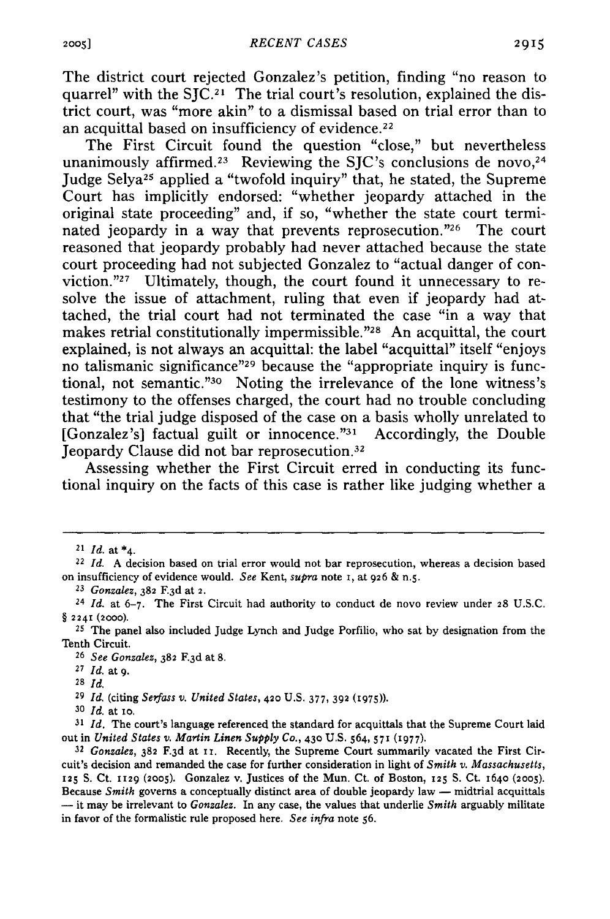The district court rejected Gonzalez's petition, finding "no reason to quarrel" with the SJC.[21] The trial court's resolution, explained the district court, was "more akin" to a dismissal based on trial error than to an acquittal based on insufficiency of evidence.[22]

The First Circuit found the question "close," but nevertheless unanimously affirmed.[23] Reviewing the SJC's conclusions de novo,[24] Judge Selya[25] applied a "twofold inquiry" that, he stated, the Supreme Court has implicitly endorsed: "whether jeopardy attached in the original state proceeding" and, if so, "whether the state court terminated jeopardy in a way that prevents reprosecution."[26] The court reasoned that jeopardy probably had never attached because the state court proceeding had not subjected Gonzalez to "actual danger of conviction."[27] Ultimately, though, the court found it unnecessary to resolve the issue of attachment, ruling that even if jeopardy had attached, the trial court had not terminated the case "in a way that makes retrial constitutionally impermissible."[28] An acquittal, the court explained, is not always an acquittal: the label "acquittal" itself "enjoys no talismanic significance"[29] because the "appropriate inquiry is functional, not semantic."[30] Noting the irrelevance of the lone witness's testimony to the offenses charged, the court had no trouble concluding that "the trial judge disposed of the case on a basis wholly unrelated to [Gonzalez's] factual guilt or innocence."[31] Accordingly, the Double Jeopardy Clause did not bar reprosecution.[32]

Assessing whether the First Circuit erred in conducting its functional inquiry on the facts of this case is rather like judging whether a

---

[21] *Id.* at *4.

[22] *Id.* A decision based on trial error would not bar reprosecution, whereas a decision based on insufficiency of evidence would. *See* Kent, *supra* note 1, at 926 & n.5.

[23] *Gonzalez*, 382 F.3d at 2.

[24] *Id.* at 6–7. The First Circuit had authority to conduct de novo review under 28 U.S.C. § 2241 (2000).

[25] The panel also included Judge Lynch and Judge Porfilio, who sat by designation from the Tenth Circuit.

[26] *See Gonzalez*, 382 F.3d at 8.

[27] *Id.* at 9.

[28] *Id.*

[29] *Id.* (citing *Serfass v. United States*, 420 U.S. 377, 392 (1975)).

[30] *Id.* at 10.

[31] *Id.* The court's language referenced the standard for acquittals that the Supreme Court laid out in *United States v. Martin Linen Supply Co.*, 430 U.S. 564, 571 (1977).

[32] *Gonzalez*, 382 F.3d at 11. Recently, the Supreme Court summarily vacated the First Circuit's decision and remanded the case for further consideration in light of *Smith v. Massachusetts*, 125 S. Ct. 1129 (2005). Gonzalez v. Justices of the Mun. Ct. of Boston, 125 S. Ct. 1640 (2005). Because *Smith* governs a conceptually distinct area of double jeopardy law — midtrial acquittals — it may be irrelevant to *Gonzalez*. In any case, the values that underlie *Smith* arguably militate in favor of the formalistic rule proposed here. *See infra* note 56.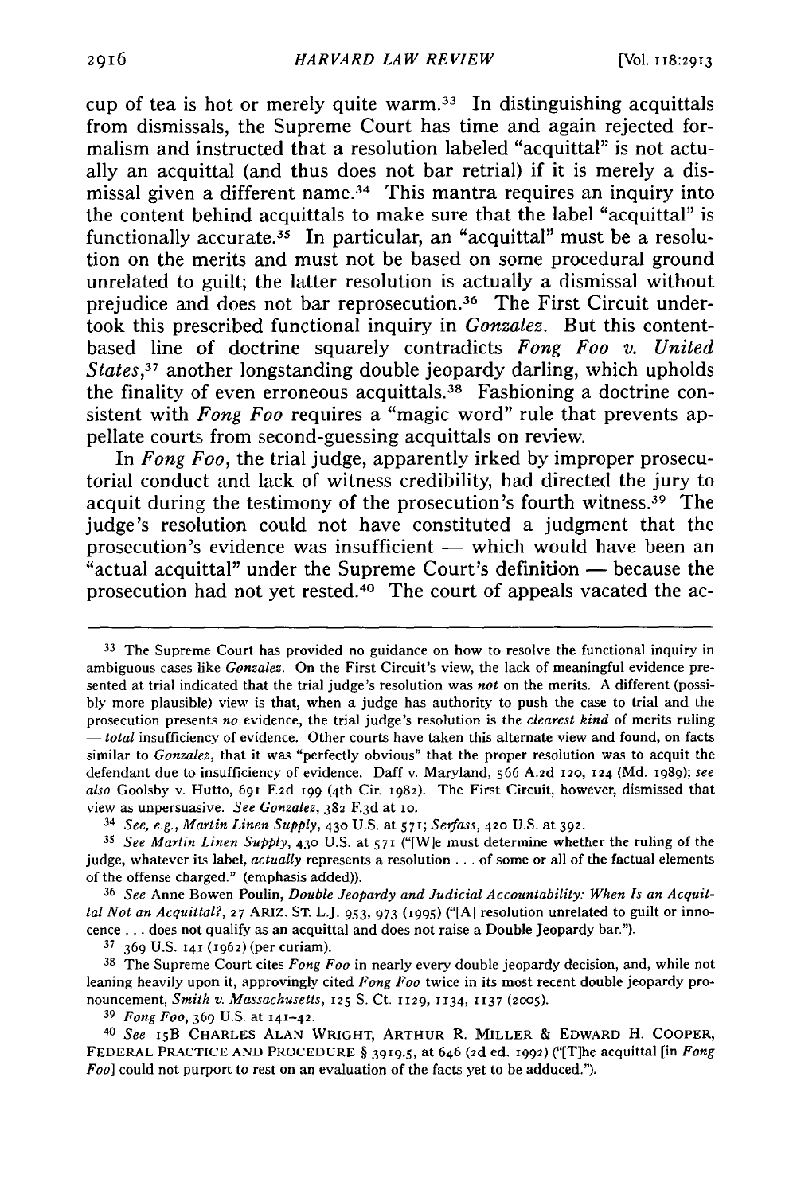cup of tea is hot or merely quite warm.[33] In distinguishing acquittals from dismissals, the Supreme Court has time and again rejected formalism and instructed that a resolution labeled "acquittal" is not actually an acquittal (and thus does not bar retrial) if it is merely a dismissal given a different name.[34] This mantra requires an inquiry into the content behind acquittals to make sure that the label "acquittal" is functionally accurate.[35] In particular, an "acquittal" must be a resolution on the merits and must not be based on some procedural ground unrelated to guilt; the latter resolution is actually a dismissal without prejudice and does not bar reprosecution.[36] The First Circuit undertook this prescribed functional inquiry in *Gonzalez*. But this content-based line of doctrine squarely contradicts *Fong Foo v. United States*,[37] another longstanding double jeopardy darling, which upholds the finality of even erroneous acquittals.[38] Fashioning a doctrine consistent with *Fong Foo* requires a "magic word" rule that prevents appellate courts from second-guessing acquittals on review.

In *Fong Foo*, the trial judge, apparently irked by improper prosecutorial conduct and lack of witness credibility, had directed the jury to acquit during the testimony of the prosecution's fourth witness.[39] The judge's resolution could not have constituted a judgment that the prosecution's evidence was insufficient — which would have been an "actual acquittal" under the Supreme Court's definition — because the prosecution had not yet rested.[40] The court of appeals vacated the ac-

---

[33] The Supreme Court has provided no guidance on how to resolve the functional inquiry in ambiguous cases like *Gonzalez*. On the First Circuit's view, the lack of meaningful evidence presented at trial indicated that the trial judge's resolution was *not* on the merits. A different (possibly more plausible) view is that, when a judge has authority to push the case to trial and the prosecution presents *no* evidence, the trial judge's resolution is the *clearest kind* of merits ruling — *total* insufficiency of evidence. Other courts have taken this alternate view and found, on facts similar to *Gonzalez*, that it was "perfectly obvious" that the proper resolution was to acquit the defendant due to insufficiency of evidence. Daff v. Maryland, 566 A.2d 120, 124 (Md. 1989); *see also* Goolsby v. Hutto, 691 F.2d 199 (4th Cir. 1982). The First Circuit, however, dismissed that view as unpersuasive. *See Gonzalez*, 382 F.3d at 10.

[34] *See, e.g.*, *Martin Linen Supply*, 430 U.S. at 571; *Serfass*, 420 U.S. at 392.

[35] *See Martin Linen Supply*, 430 U.S. at 571 ("[W]e must determine whether the ruling of the judge, whatever its label, *actually* represents a resolution . . . of some or all of the factual elements of the offense charged." (emphasis added)).

[36] *See* Anne Bowen Poulin, *Double Jeopardy and Judicial Accountability: When Is an Acquittal Not an Acquittal?*, 27 ARIZ. ST. L.J. 953, 973 (1995) ("[A] resolution unrelated to guilt or innocence . . . does not qualify as an acquittal and does not raise a Double Jeopardy bar.").

[37] 369 U.S. 141 (1962) (per curiam).

[38] The Supreme Court cites *Fong Foo* in nearly every double jeopardy decision, and, while not leaning heavily upon it, approvingly cited *Fong Foo* twice in its most recent double jeopardy pronouncement, *Smith v. Massachusetts*, 125 S. Ct. 1129, 1134, 1137 (2005).

[39] *Fong Foo*, 369 U.S. at 141–42.

[40] *See* 15B CHARLES ALAN WRIGHT, ARTHUR R. MILLER & EDWARD H. COOPER, FEDERAL PRACTICE AND PROCEDURE § 3919.5, at 646 (2d ed. 1992) ("[T]he acquittal [in *Fong Foo*] could not purport to rest on an evaluation of the facts yet to be adduced.").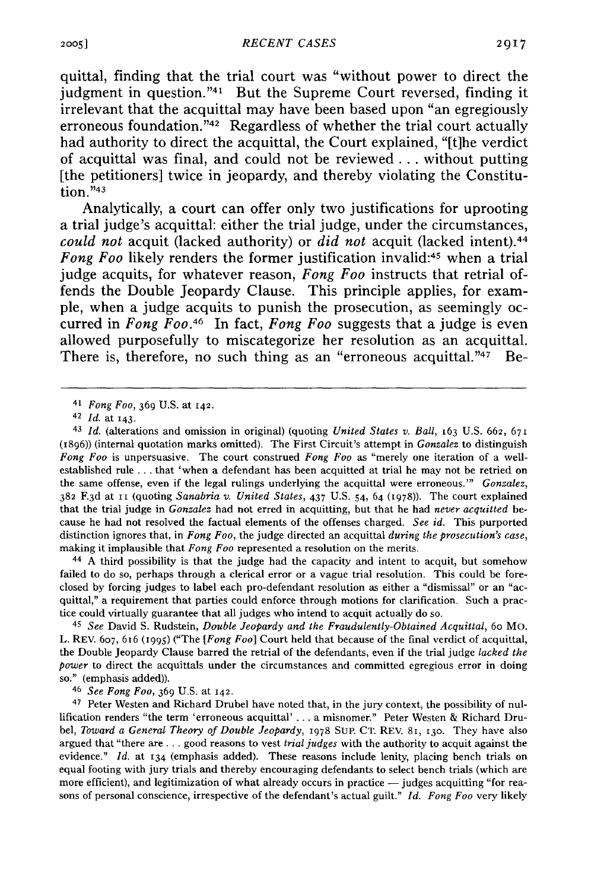quittal, finding that the trial court was "without power to direct the judgment in question."[41] But the Supreme Court reversed, finding it irrelevant that the acquittal may have been based upon "an egregiously erroneous foundation."[42] Regardless of whether the trial court actually had authority to direct the acquittal, the Court explained, "[t]he verdict of acquittal was final, and could not be reviewed . . . without putting [the petitioners] twice in jeopardy, and thereby violating the Constitution."[43]

Analytically, a court can offer only two justifications for uprooting a trial judge's acquittal: either the trial judge, under the circumstances, *could not* acquit (lacked authority) or *did not* acquit (lacked intent).[44] *Fong Foo* likely renders the former justification invalid:[45] when a trial judge acquits, for whatever reason, *Fong Foo* instructs that retrial offends the Double Jeopardy Clause. This principle applies, for example, when a judge acquits to punish the prosecution, as seemingly occurred in *Fong Foo*.[46] In fact, *Fong Foo* suggests that a judge is even allowed purposefully to miscategorize her resolution as an acquittal. There is, therefore, no such thing as an "erroneous acquittal."[47] Be-

---

[41] *Fong Foo*, 369 U.S. at 142.

[42] *Id.* at 143.

[43] *Id.* (alterations and omission in original) (quoting *United States v. Ball*, 163 U.S. 662, 671 (1896)) (internal quotation marks omitted). The First Circuit's attempt in *Gonzalez* to distinguish *Fong Foo* is unpersuasive. The court construed *Fong Foo* as "merely one iteration of a well-established rule . . . that 'when a defendant has been acquitted at trial he may not be retried on the same offense, even if the legal rulings underlying the acquittal were erroneous.'" *Gonzalez*, 382 F.3d at 11 (quoting *Sanabria v. United States*, 437 U.S. 54, 64 (1978)). The court explained that the trial judge in *Gonzalez* had not erred in acquitting, but that he had *never acquitted* because he had not resolved the factual elements of the offenses charged. *See id.* This purported distinction ignores that, in *Fong Foo*, the judge directed an acquittal *during the prosecution's case*, making it implausible that *Fong Foo* represented a resolution on the merits.

[44] A third possibility is that the judge had the capacity and intent to acquit, but somehow failed to do so, perhaps through a clerical error or a vague trial resolution. This could be foreclosed by forcing judges to label each pro-defendant resolution as either a "dismissal" or an "acquittal," a requirement that parties could enforce through motions for clarification. Such a practice could virtually guarantee that all judges who intend to acquit actually do so.

[45] *See* David S. Rudstein, *Double Jeopardy and the Fraudulently-Obtained Acquittal*, 60 MO. L. REV. 607, 616 (1995) ("The [*Fong Foo*] Court held that because of the final verdict of acquittal, the Double Jeopardy Clause barred the retrial of the defendants, even if the trial judge *lacked the power* to direct the acquittals under the circumstances and committed egregious error in doing so." (emphasis added)).

[46] *See Fong Foo*, 369 U.S. at 142.

[47] Peter Westen and Richard Drubel have noted that, in the jury context, the possibility of nullification renders "the term 'erroneous acquittal' . . . a misnomer." Peter Westen & Richard Drubel, *Toward a General Theory of Double Jeopardy*, 1978 SUP. CT. REV. 81, 130. They have also argued that "there are . . . good reasons to vest *trial judges* with the authority to acquit against the evidence." *Id.* at 134 (emphasis added). These reasons include lenity, placing bench trials on equal footing with jury trials and thereby encouraging defendants to select bench trials (which are more efficient), and legitimization of what already occurs in practice — judges acquitting "for reasons of personal conscience, irrespective of the defendant's actual guilt." *Id.* *Fong Foo* very likely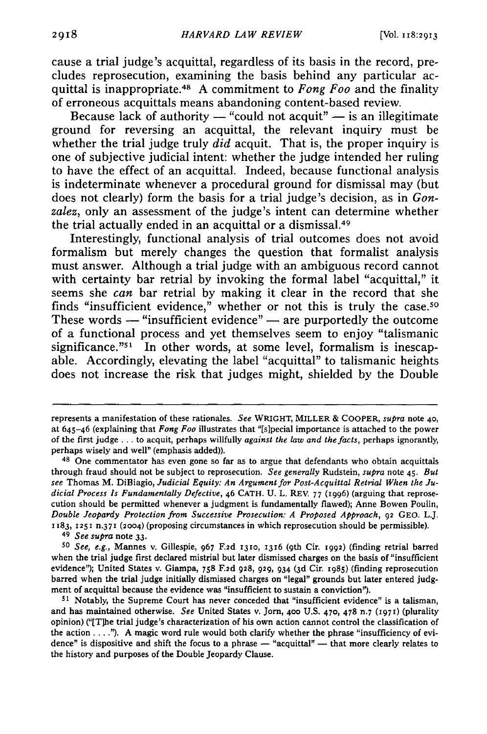cause a trial judge's acquittal, regardless of its basis in the record, precludes reprosecution, examining the basis behind any particular acquittal is inappropriate.[48] A commitment to *Fong Foo* and the finality of erroneous acquittals means abandoning content-based review.

Because lack of authority — "could not acquit" — is an illegitimate ground for reversing an acquittal, the relevant inquiry must be whether the trial judge truly *did* acquit. That is, the proper inquiry is one of subjective judicial intent: whether the judge intended her ruling to have the effect of an acquittal. Indeed, because functional analysis is indeterminate whenever a procedural ground for dismissal may (but does not clearly) form the basis for a trial judge's decision, as in *Gonzalez*, only an assessment of the judge's intent can determine whether the trial actually ended in an acquittal or a dismissal.[49]

Interestingly, functional analysis of trial outcomes does not avoid formalism but merely changes the question that formalist analysis must answer. Although a trial judge with an ambiguous record cannot with certainty bar retrial by invoking the formal label "acquittal," it seems she *can* bar retrial by making it clear in the record that she finds "insufficient evidence," whether or not this is truly the case.[50] These words — "insufficient evidence" — are purportedly the outcome of a functional process and yet themselves seem to enjoy "talismanic significance."[51] In other words, at some level, formalism is inescapable. Accordingly, elevating the label "acquittal" to talismanic heights does not increase the risk that judges might, shielded by the Double

---

represents a manifestation of these rationales. *See* WRIGHT, MILLER & COOPER, *supra* note 40, at 645–46 (explaining that *Fong Foo* illustrates that "[s]pecial importance is attached to the power of the first judge . . . to acquit, perhaps willfully *against the law and the facts*, perhaps ignorantly, perhaps wisely and well" (emphasis added)).

[48] One commentator has even gone so far as to argue that defendants who obtain acquittals through fraud should not be subject to reprosecution. *See generally* Rudstein, *supra* note 45. *But see* Thomas M. DiBiagio, *Judicial Equity: An Argument for Post-Acquittal Retrial When the Judicial Process Is Fundamentally Defective*, 46 CATH. U. L. REV. 77 (1996) (arguing that reprosecution should be permitted whenever a judgment is fundamentally flawed); Anne Bowen Poulin, *Double Jeopardy Protection from Successive Prosecution: A Proposed Approach*, 92 GEO. L.J. 1183, 1251 n.371 (2004) (proposing circumstances in which reprosecution should be permissible).

[49] *See supra* note 33.

[50] *See, e.g.*, Mannes v. Gillespie, 967 F.2d 1310, 1316 (9th Cir. 1992) (finding retrial barred when the trial judge first declared mistrial but later dismissed charges on the basis of "insufficient evidence"); United States v. Giampa, 758 F.2d 928, 929, 934 (3d Cir. 1985) (finding reprosecution barred when the trial judge initially dismissed charges on "legal" grounds but later entered judgment of acquittal because the evidence was "insufficient to sustain a conviction").

[51] Notably, the Supreme Court has never conceded that "insufficient evidence" is a talisman, and has maintained otherwise. *See* United States v. Jorn, 400 U.S. 470, 478 n.7 (1971) (plurality opinion) ("[T]he trial judge's characterization of his own action cannot control the classification of the action . . . ."). A magic word rule would both clarify whether the phrase "insufficiency of evidence" is dispositive and shift the focus to a phrase — "acquittal" — that more clearly relates to the history and purposes of the Double Jeopardy Clause.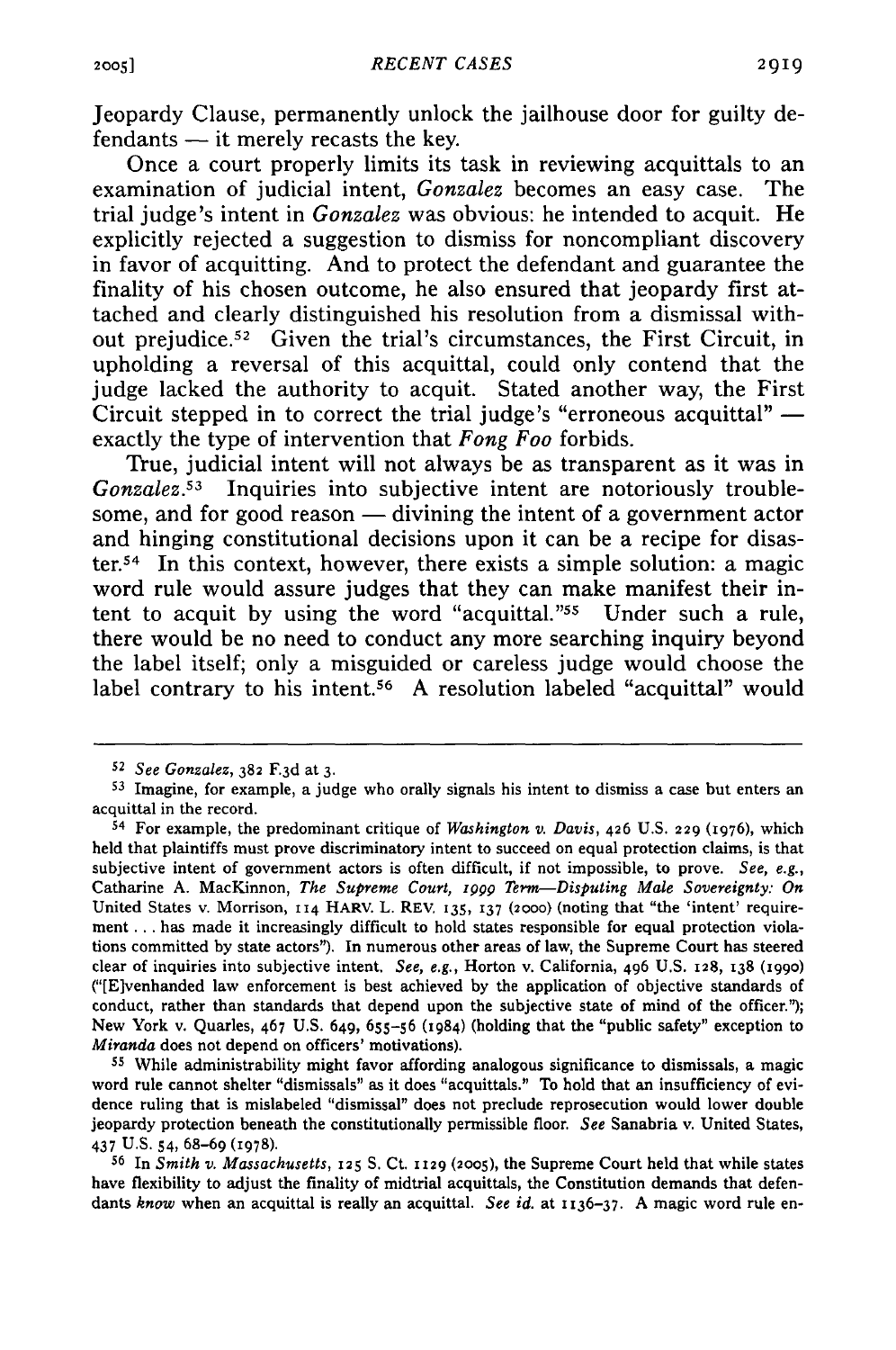Jeopardy Clause, permanently unlock the jailhouse door for guilty defendants — it merely recasts the key.

Once a court properly limits its task in reviewing acquittals to an examination of judicial intent, *Gonzalez* becomes an easy case. The trial judge's intent in *Gonzalez* was obvious: he intended to acquit. He explicitly rejected a suggestion to dismiss for noncompliant discovery in favor of acquitting. And to protect the defendant and guarantee the finality of his chosen outcome, he also ensured that jeopardy first attached and clearly distinguished his resolution from a dismissal without prejudice.[52] Given the trial's circumstances, the First Circuit, in upholding a reversal of this acquittal, could only contend that the judge lacked the authority to acquit. Stated another way, the First Circuit stepped in to correct the trial judge's "erroneous acquittal" — exactly the type of intervention that *Fong Foo* forbids.

True, judicial intent will not always be as transparent as it was in *Gonzalez*.[53] Inquiries into subjective intent are notoriously troublesome, and for good reason — divining the intent of a government actor and hinging constitutional decisions upon it can be a recipe for disaster.[54] In this context, however, there exists a simple solution: a magic word rule would assure judges that they can make manifest their intent to acquit by using the word "acquittal."[55] Under such a rule, there would be no need to conduct any more searching inquiry beyond the label itself; only a misguided or careless judge would choose the label contrary to his intent.[56] A resolution labeled "acquittal" would

---

[52] *See Gonzalez*, 382 F.3d at 3.

[53] Imagine, for example, a judge who orally signals his intent to dismiss a case but enters an acquittal in the record.

[54] For example, the predominant critique of *Washington v. Davis*, 426 U.S. 229 (1976), which held that plaintiffs must prove discriminatory intent to succeed on equal protection claims, is that subjective intent of government actors is often difficult, if not impossible, to prove. *See, e.g.*, Catharine A. MacKinnon, *The Supreme Court, 1999 Term—Disputing Male Sovereignty: On* United States v. Morrison, 114 HARV. L. REV. 135, 137 (2000) (noting that "the 'intent' requirement . . . has made it increasingly difficult to hold states responsible for equal protection violations committed by state actors"). In numerous other areas of law, the Supreme Court has steered clear of inquiries into subjective intent. *See, e.g.*, Horton v. California, 496 U.S. 128, 138 (1990) ("[E]venhanded law enforcement is best achieved by the application of objective standards of conduct, rather than standards that depend upon the subjective state of mind of the officer."); New York v. Quarles, 467 U.S. 649, 655–56 (1984) (holding that the "public safety" exception to *Miranda* does not depend on officers' motivations).

[55] While administrability might favor affording analogous significance to dismissals, a magic word rule cannot shelter "dismissals" as it does "acquittals." To hold that an insufficiency of evidence ruling that is mislabeled "dismissal" does not preclude reprosecution would lower double jeopardy protection beneath the constitutionally permissible floor. *See* Sanabria v. United States, 437 U.S. 54, 68–69 (1978).

[56] In *Smith v. Massachusetts*, 125 S. Ct. 1129 (2005), the Supreme Court held that while states have flexibility to adjust the finality of midtrial acquittals, the Constitution demands that defendants *know* when an acquittal is really an acquittal. *See id.* at 1136–37. A magic word rule en-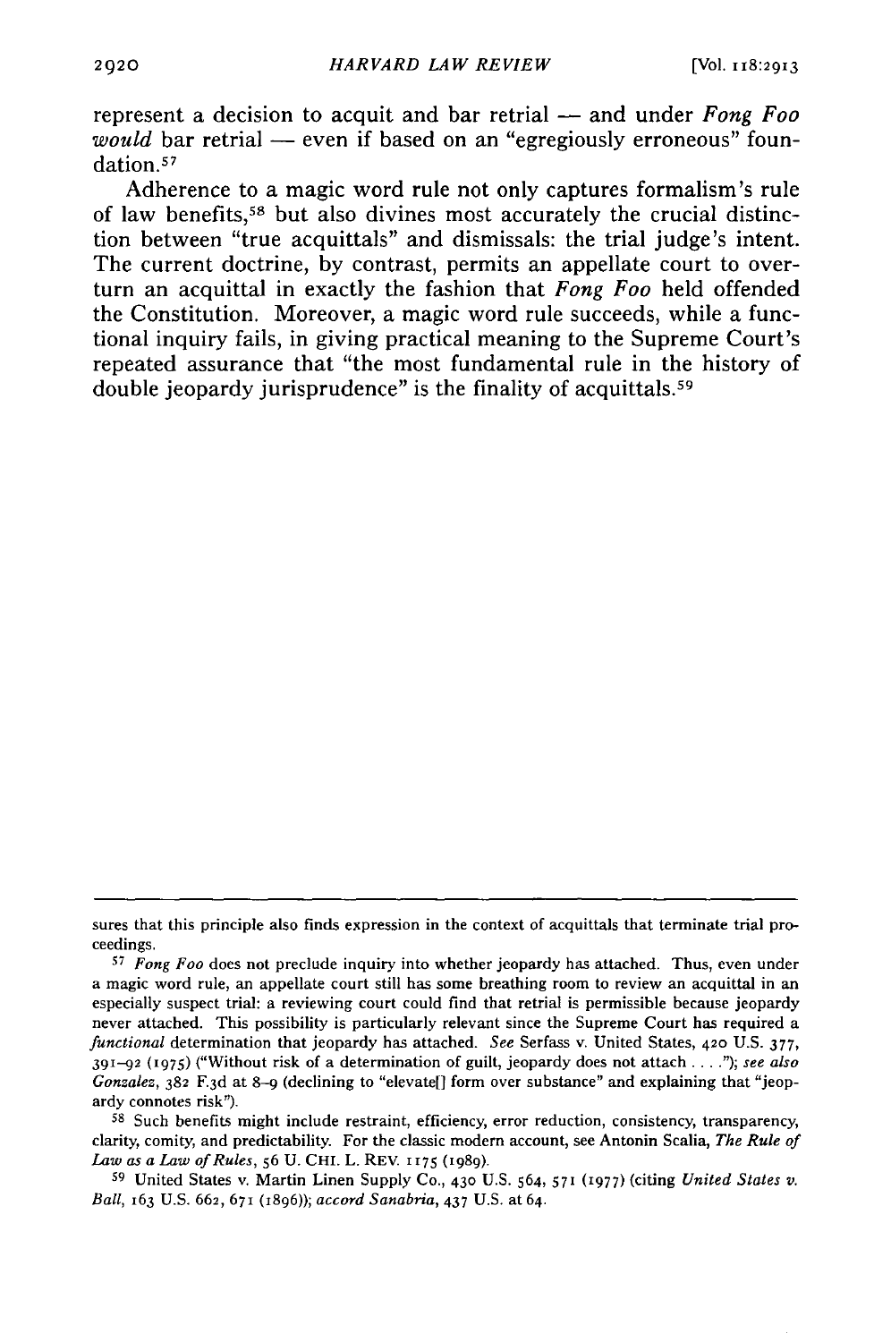represent a decision to acquit and bar retrial — and under *Fong Foo* *would* bar retrial — even if based on an "egregiously erroneous" foundation.[57]

Adherence to a magic word rule not only captures formalism's rule of law benefits,[58] but also divines most accurately the crucial distinction between "true acquittals" and dismissals: the trial judge's intent. The current doctrine, by contrast, permits an appellate court to overturn an acquittal in exactly the fashion that *Fong Foo* held offended the Constitution. Moreover, a magic word rule succeeds, while a functional inquiry fails, in giving practical meaning to the Supreme Court's repeated assurance that "the most fundamental rule in the history of double jeopardy jurisprudence" is the finality of acquittals.[59]

---

sures that this principle also finds expression in the context of acquittals that terminate trial proceedings.

[57] *Fong Foo* does not preclude inquiry into whether jeopardy has attached. Thus, even under a magic word rule, an appellate court still has some breathing room to review an acquittal in an especially suspect trial: a reviewing court could find that retrial is permissible because jeopardy never attached. This possibility is particularly relevant since the Supreme Court has required a *functional* determination that jeopardy has attached. *See* Serfass v. United States, 420 U.S. 377, 391–92 (1975) ("Without risk of a determination of guilt, jeopardy does not attach . . . ."); *see also* *Gonzalez*, 382 F.3d at 8–9 (declining to "elevate[] form over substance" and explaining that "jeopardy connotes risk").

[58] Such benefits might include restraint, efficiency, error reduction, consistency, transparency, clarity, comity, and predictability. For the classic modern account, see Antonin Scalia, *The Rule of Law as a Law of Rules*, 56 U. CHI. L. REV. 1175 (1989).

[59] United States v. Martin Linen Supply Co., 430 U.S. 564, 571 (1977) (citing *United States v. Ball*, 163 U.S. 662, 671 (1896)); *accord Sanabria*, 437 U.S. at 64.